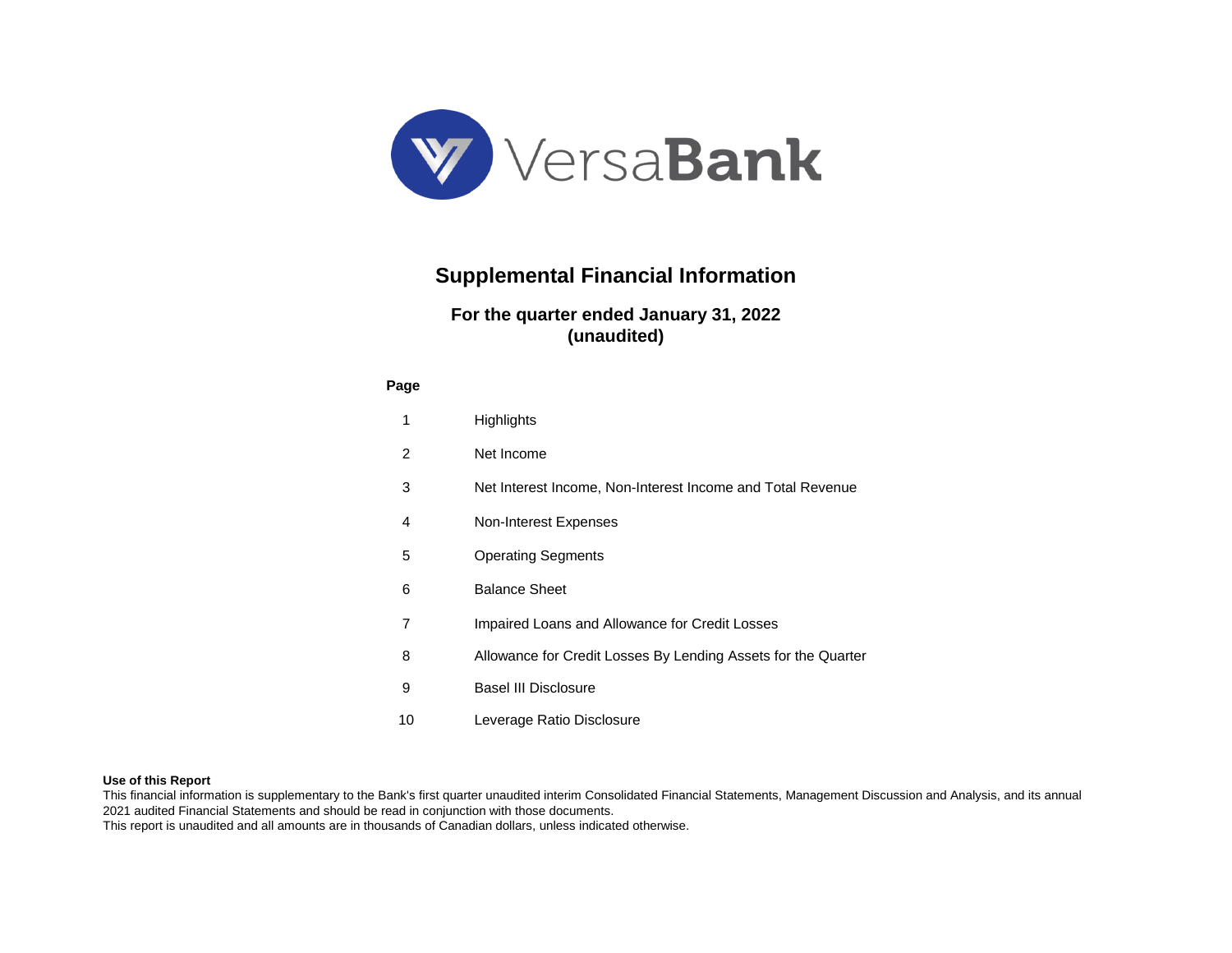VersaBank

# Supplemental Financial Information

## For the quarter ended January 31, 2022
## (unaudited)

| Page | |
|---|---|
| 1 | Highlights |
| 2 | Net Income |
| 3 | Net Interest Income, Non-Interest Income and Total Revenue |
| 4 | Non-Interest Expenses |
| 5 | Operating Segments |
| 6 | Balance Sheet |
| 7 | Impaired Loans and Allowance for Credit Losses |
| 8 | Allowance for Credit Losses By Lending Assets for the Quarter |
| 9 | Basel III Disclosure |
| 10 | Leverage Ratio Disclosure |

**Use of this Report**

This financial information is supplementary to the Bank's first quarter unaudited interim Consolidated Financial Statements, Management Discussion and Analysis, and its annual 2021 audited Financial Statements and should be read in conjunction with those documents.
This report is unaudited and all amounts are in thousands of Canadian dollars, unless indicated otherwise.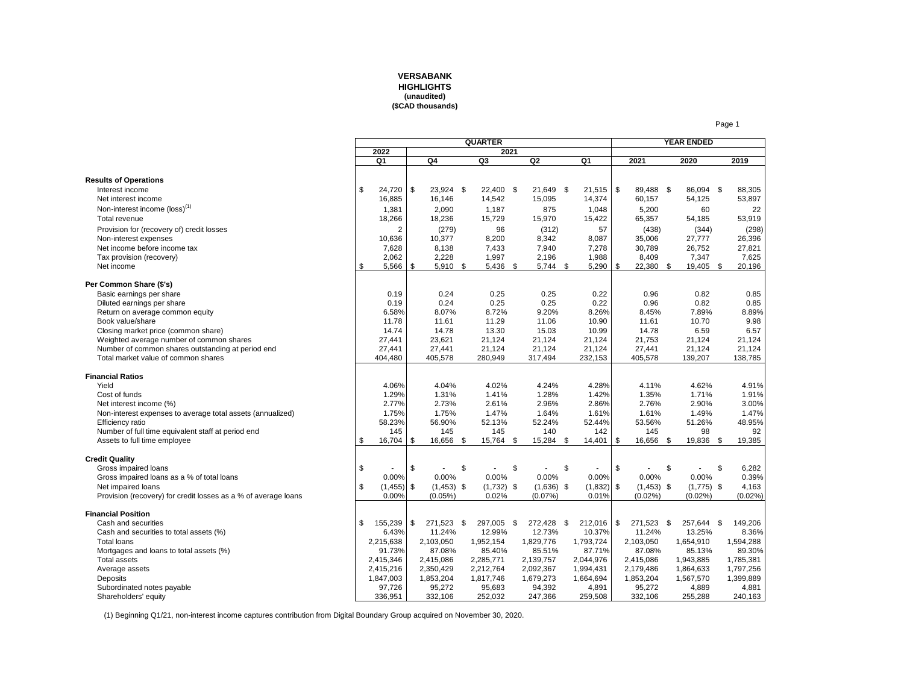**VERSABANK**
**HIGHLIGHTS**
**(unaudited)**
**($CAD thousands)**

| | QUARTER | | | | | YEAR ENDED | | |
|---|---|---|---|---|---|---|---|---|
| | 2022 | 2021 | | | | | | |
| | Q1 | Q4 | Q3 | Q2 | Q1 | 2021 | 2020 | 2019 |
| **Results of Operations** | | | | | | | | |
| Interest income | $ 24,720 | $ 23,924 | $ 22,400 | $ 21,649 | $ 21,515 | $ 89,488 | $ 86,094 | $ 88,305 |
| Net interest income | 16,885 | 16,146 | 14,542 | 15,095 | 14,374 | 60,157 | 54,125 | 53,897 |
| Non-interest income (loss)[(1)] | 1,381 | 2,090 | 1,187 | 875 | 1,048 | 5,200 | 60 | 22 |
| Total revenue | 18,266 | 18,236 | 15,729 | 15,970 | 15,422 | 65,357 | 54,185 | 53,919 |
| Provision for (recovery of) credit losses | 2 | (279) | 96 | (312) | 57 | (438) | (344) | (298) |
| Non-interest expenses | 10,636 | 10,377 | 8,200 | 8,342 | 8,087 | 35,006 | 27,777 | 26,396 |
| Net income before income tax | 7,628 | 8,138 | 7,433 | 7,940 | 7,278 | 30,789 | 26,752 | 27,821 |
| Tax provision (recovery) | 2,062 | 2,228 | 1,997 | 2,196 | 1,988 | 8,409 | 7,347 | 7,625 |
| Net income | $ 5,566 | $ 5,910 | $ 5,436 | $ 5,744 | $ 5,290 | $ 22,380 | $ 19,405 | $ 20,196 |
| **Per Common Share ($'s)** | | | | | | | | |
| Basic earnings per share | 0.19 | 0.24 | 0.25 | 0.25 | 0.22 | 0.96 | 0.82 | 0.85 |
| Diluted earnings per share | 0.19 | 0.24 | 0.25 | 0.25 | 0.22 | 0.96 | 0.82 | 0.85 |
| Return on average common equity | 6.58% | 8.07% | 8.72% | 9.20% | 8.26% | 8.45% | 7.89% | 8.89% |
| Book value/share | 11.78 | 11.61 | 11.29 | 11.06 | 10.90 | 11.61 | 10.70 | 9.98 |
| Closing market price (common share) | 14.74 | 14.78 | 13.30 | 15.03 | 10.99 | 14.78 | 6.59 | 6.57 |
| Weighted average number of common shares | 27,441 | 23,621 | 21,124 | 21,124 | 21,124 | 21,753 | 21,124 | 21,124 |
| Number of common shares outstanding at period end | 27,441 | 27,441 | 21,124 | 21,124 | 21,124 | 27,441 | 21,124 | 21,124 |
| Total market value of common shares | 404,480 | 405,578 | 280,949 | 317,494 | 232,153 | 405,578 | 139,207 | 138,785 |
| **Financial Ratios** | | | | | | | | |
| Yield | 4.06% | 4.04% | 4.02% | 4.24% | 4.28% | 4.11% | 4.62% | 4.91% |
| Cost of funds | 1.29% | 1.31% | 1.41% | 1.28% | 1.42% | 1.35% | 1.71% | 1.91% |
| Net interest income (%) | 2.77% | 2.73% | 2.61% | 2.96% | 2.86% | 2.76% | 2.90% | 3.00% |
| Non-interest expenses to average total assets (annualized) | 1.75% | 1.75% | 1.47% | 1.64% | 1.61% | 1.61% | 1.49% | 1.47% |
| Efficiency ratio | 58.23% | 56.90% | 52.13% | 52.24% | 52.44% | 53.56% | 51.26% | 48.95% |
| Number of full time equivalent staff at period end | 145 | 145 | 145 | 140 | 142 | 145 | 98 | 92 |
| Assets to full time employee | $ 16,704 | $ 16,656 | $ 15,764 | $ 15,284 | $ 14,401 | $ 16,656 | $ 19,836 | $ 19,385 |
| **Credit Quality** | | | | | | | | |
| Gross impaired loans | $ - | $ - | $ - | $ - | $ - | $ - | $ - | $ 6,282 |
| Gross impaired loans as a % of total loans | 0.00% | 0.00% | 0.00% | 0.00% | 0.00% | 0.00% | 0.00% | 0.39% |
| Net impaired loans | $ (1,455) | $ (1,453) | $ (1,732) | $ (1,636) | $ (1,832) | $ (1,453) | $ (1,775) | $ 4,163 |
| Provision (recovery) for credit losses as a % of average loans | 0.00% | (0.05%) | 0.02% | (0.07%) | 0.01% | (0.02%) | (0.02%) | (0.02%) |
| **Financial Position** | | | | | | | | |
| Cash and securities | $ 155,239 | $ 271,523 | $ 297,005 | $ 272,428 | $ 212,016 | $ 271,523 | $ 257,644 | $ 149,206 |
| Cash and securities to total assets (%) | 6.43% | 11.24% | 12.99% | 12.73% | 10.37% | 11.24% | 13.25% | 8.36% |
| Total loans | 2,215,638 | 2,103,050 | 1,952,154 | 1,829,776 | 1,793,724 | 2,103,050 | 1,654,910 | 1,594,288 |
| Mortgages and loans to total assets (%) | 91.73% | 87.08% | 85.40% | 85.51% | 87.71% | 87.08% | 85.13% | 89.30% |
| Total assets | 2,415,346 | 2,415,086 | 2,285,771 | 2,139,757 | 2,044,976 | 2,415,086 | 1,943,885 | 1,785,381 |
| Average assets | 2,415,216 | 2,350,429 | 2,212,764 | 2,092,367 | 1,994,431 | 2,179,486 | 1,864,633 | 1,797,256 |
| Deposits | 1,847,003 | 1,853,204 | 1,817,746 | 1,679,273 | 1,664,694 | 1,853,204 | 1,567,570 | 1,399,889 |
| Subordinated notes payable | 97,726 | 95,272 | 95,683 | 94,392 | 4,891 | 95,272 | 4,889 | 4,881 |
| Shareholders' equity | 336,951 | 332,106 | 252,032 | 247,366 | 259,508 | 332,106 | 255,288 | 240,163 |

(1) Beginning Q1/21, non-interest income captures contribution from Digital Boundary Group acquired on November 30, 2020.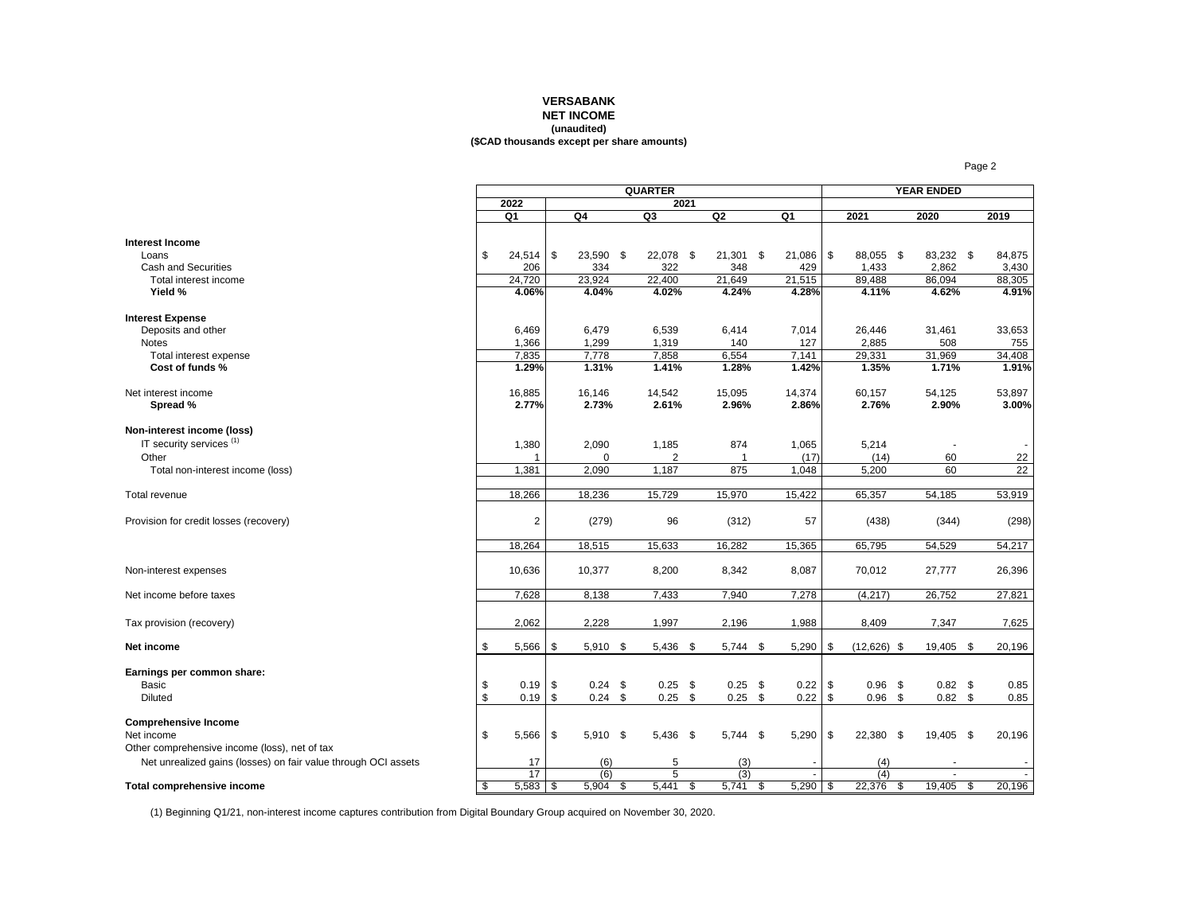# VERSABANK
## NET INCOME
**(unaudited)**
**($CAD thousands except per share amounts)**

| | QUARTER | | | | | YEAR ENDED | | |
|---|---|---|---|---|---|---|---|---|
| | 2022 | 2021 | | | | | | |
| | Q1 | Q4 | Q3 | Q2 | Q1 | 2021 | 2020 | 2019 |
| **Interest Income** | | | | | | | | |
| Loans | $ 24,514 | $ 23,590 | $ 22,078 | $ 21,301 | $ 21,086 | $ 88,055 | $ 83,232 | $ 84,875 |
| Cash and Securities | 206 | 334 | 322 | 348 | 429 | 1,433 | 2,862 | 3,430 |
| Total interest income | 24,720 | 23,924 | 22,400 | 21,649 | 21,515 | 89,488 | 86,094 | 88,305 |
| **Yield %** | **4.06%** | **4.04%** | **4.02%** | **4.24%** | **4.28%** | **4.11%** | **4.62%** | **4.91%** |
| **Interest Expense** | | | | | | | | |
| Deposits and other | 6,469 | 6,479 | 6,539 | 6,414 | 7,014 | 26,446 | 31,461 | 33,653 |
| Notes | 1,366 | 1,299 | 1,319 | 140 | 127 | 2,885 | 508 | 755 |
| Total interest expense | 7,835 | 7,778 | 7,858 | 6,554 | 7,141 | 29,331 | 31,969 | 34,408 |
| **Cost of funds %** | **1.29%** | **1.31%** | **1.41%** | **1.28%** | **1.42%** | **1.35%** | **1.71%** | **1.91%** |
| Net interest income | 16,885 | 16,146 | 14,542 | 15,095 | 14,374 | 60,157 | 54,125 | 53,897 |
| **Spread %** | **2.77%** | **2.73%** | **2.61%** | **2.96%** | **2.86%** | **2.76%** | **2.90%** | **3.00%** |
| **Non-interest income (loss)** | | | | | | | | |
| IT security services [(1)] | 1,380 | 2,090 | 1,185 | 874 | 1,065 | 5,214 | - | - |
| Other | 1 | 0 | 2 | 1 | (17) | (14) | 60 | 22 |
| Total non-interest income (loss) | 1,381 | 2,090 | 1,187 | 875 | 1,048 | 5,200 | 60 | 22 |
| Total revenue | 18,266 | 18,236 | 15,729 | 15,970 | 15,422 | 65,357 | 54,185 | 53,919 |
| Provision for credit losses (recovery) | 2 | (279) | 96 | (312) | 57 | (438) | (344) | (298) |
| | 18,264 | 18,515 | 15,633 | 16,282 | 15,365 | 65,795 | 54,529 | 54,217 |
| Non-interest expenses | 10,636 | 10,377 | 8,200 | 8,342 | 8,087 | 70,012 | 27,777 | 26,396 |
| Net income before taxes | 7,628 | 8,138 | 7,433 | 7,940 | 7,278 | (4,217) | 26,752 | 27,821 |
| Tax provision (recovery) | 2,062 | 2,228 | 1,997 | 2,196 | 1,988 | 8,409 | 7,347 | 7,625 |
| **Net income** | $ 5,566 | $ 5,910 | $ 5,436 | $ 5,744 | $ 5,290 | $ (12,626) | $ 19,405 | $ 20,196 |
| **Earnings per common share:** | | | | | | | | |
| Basic | $ 0.19 | $ 0.24 | $ 0.25 | $ 0.25 | $ 0.22 | $ 0.96 | $ 0.82 | $ 0.85 |
| Diluted | $ 0.19 | $ 0.24 | $ 0.25 | $ 0.25 | $ 0.22 | $ 0.96 | $ 0.82 | $ 0.85 |
| **Comprehensive Income** | | | | | | | | |
| Net income | $ 5,566 | $ 5,910 | $ 5,436 | $ 5,744 | $ 5,290 | $ 22,380 | $ 19,405 | $ 20,196 |
| Other comprehensive income (loss), net of tax | | | | | | | | |
| Net unrealized gains (losses) on fair value through OCI assets | 17 | (6) | 5 | (3) | - | (4) | - | - |
| | 17 | (6) | 5 | (3) | - | (4) | - | - |
| **Total comprehensive income** | $ 5,583 | $ 5,904 | $ 5,441 | $ 5,741 | $ 5,290 | $ 22,376 | $ 19,405 | $ 20,196 |

(1) Beginning Q1/21, non-interest income captures contribution from Digital Boundary Group acquired on November 30, 2020.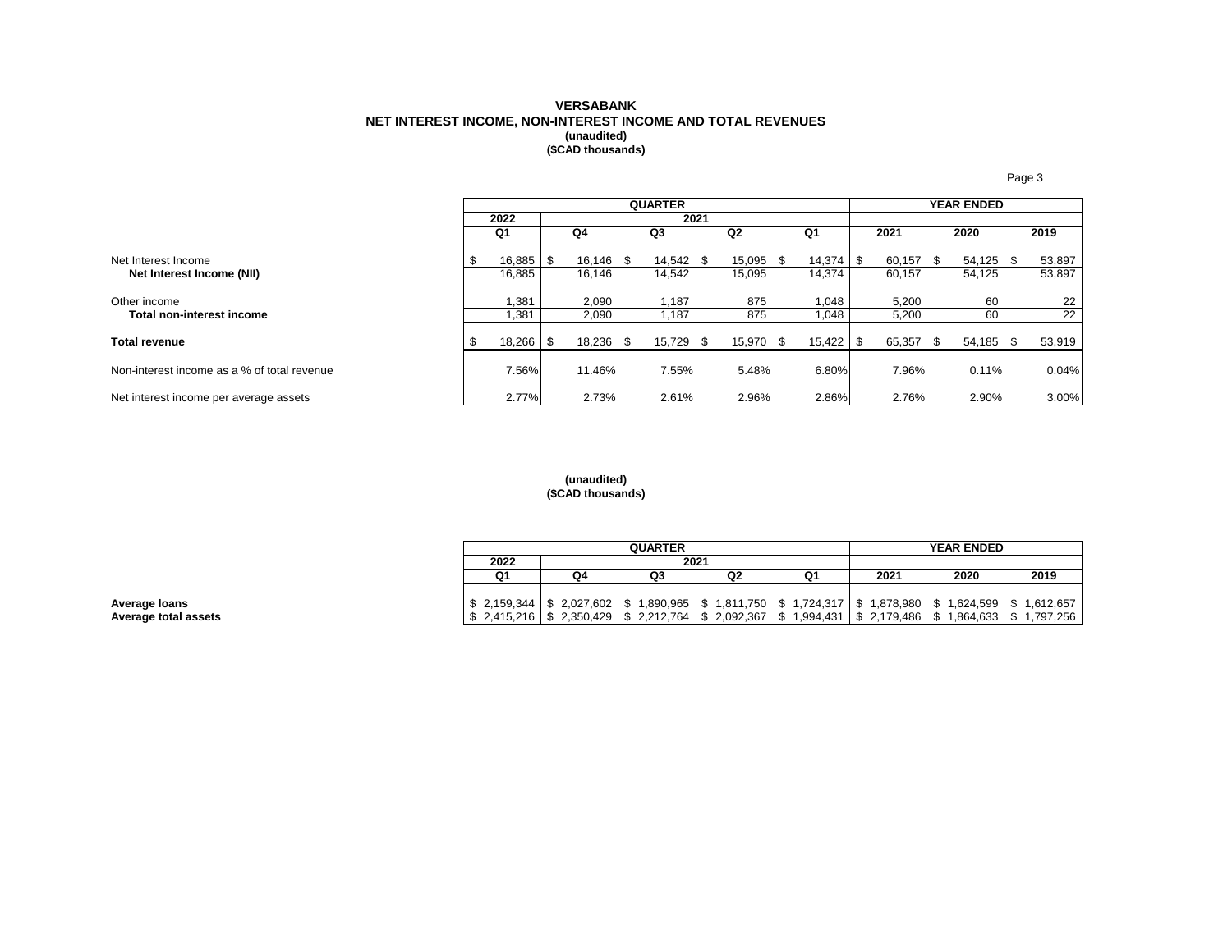**VERSABANK**
**NET INTEREST INCOME, NON-INTEREST INCOME AND TOTAL REVENUES**
**(unaudited)**
**($CAD thousands)**

| | QUARTER | | | | | YEAR ENDED | | |
|---|---|---|---|---|---|---|---|---|
| | 2022 | 2021 | | | | | | |
| | Q1 | Q4 | Q3 | Q2 | Q1 | 2021 | 2020 | 2019 |
| Net Interest Income | $ 16,885 | $ 16,146 | $ 14,542 | $ 15,095 | $ 14,374 | $ 60,157 | $ 54,125 | $ 53,897 |
| **Net Interest Income (NII)** | 16,885 | 16,146 | 14,542 | 15,095 | 14,374 | 60,157 | 54,125 | 53,897 |
| Other income | 1,381 | 2,090 | 1,187 | 875 | 1,048 | 5,200 | 60 | 22 |
| **Total non-interest income** | 1,381 | 2,090 | 1,187 | 875 | 1,048 | 5,200 | 60 | 22 |
| **Total revenue** | $ 18,266 | $ 18,236 | $ 15,729 | $ 15,970 | $ 15,422 | $ 65,357 | $ 54,185 | $ 53,919 |
| Non-interest income as a % of total revenue | 7.56% | 11.46% | 7.55% | 5.48% | 6.80% | 7.96% | 0.11% | 0.04% |
| Net interest income per average assets | 2.77% | 2.73% | 2.61% | 2.96% | 2.86% | 2.76% | 2.90% | 3.00% |

**(unaudited)**
**($CAD thousands)**

| | QUARTER | | | | | YEAR ENDED | | |
|---|---|---|---|---|---|---|---|---|
| | 2022 | 2021 | | | | | | |
| | Q1 | Q4 | Q3 | Q2 | Q1 | 2021 | 2020 | 2019 |
| **Average loans** | $ 2,159,344 | $ 2,027,602 | $ 1,890,965 | $ 1,811,750 | $ 1,724,317 | $ 1,878,980 | $ 1,624,599 | $ 1,612,657 |
| **Average total assets** | $ 2,415,216 | $ 2,350,429 | $ 2,212,764 | $ 2,092,367 | $ 1,994,431 | $ 2,179,486 | $ 1,864,633 | $ 1,797,256 |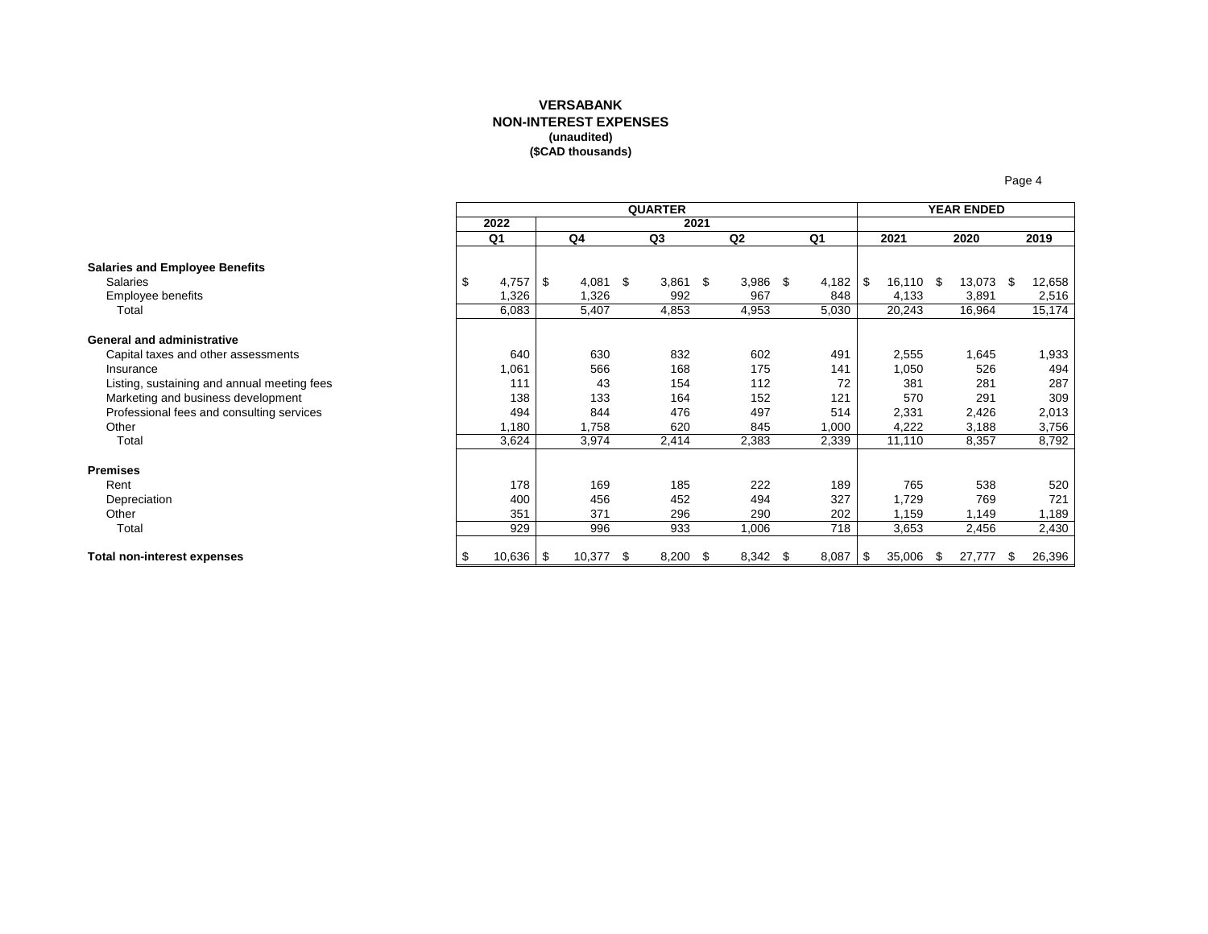# VERSABANK

## NON-INTEREST EXPENSES

**(unaudited)**

**($CAD thousands)**

| | QUARTER | | | | | YEAR ENDED | | |
|---|---|---|---|---|---|---|---|---|
| | 2022 | 2021 | | | | | | |
| | Q1 | Q4 | Q3 | Q2 | Q1 | 2021 | 2020 | 2019 |
| **Salaries and Employee Benefits** | | | | | | | | |
| Salaries | $ 4,757 | $ 4,081 | $ 3,861 | $ 3,986 | $ 4,182 | $ 16,110 | $ 13,073 | $ 12,658 |
| Employee benefits | 1,326 | 1,326 | 992 | 967 | 848 | 4,133 | 3,891 | 2,516 |
| Total | 6,083 | 5,407 | 4,853 | 4,953 | 5,030 | 20,243 | 16,964 | 15,174 |
| **General and administrative** | | | | | | | | |
| Capital taxes and other assessments | 640 | 630 | 832 | 602 | 491 | 2,555 | 1,645 | 1,933 |
| Insurance | 1,061 | 566 | 168 | 175 | 141 | 1,050 | 526 | 494 |
| Listing, sustaining and annual meeting fees | 111 | 43 | 154 | 112 | 72 | 381 | 281 | 287 |
| Marketing and business development | 138 | 133 | 164 | 152 | 121 | 570 | 291 | 309 |
| Professional fees and consulting services | 494 | 844 | 476 | 497 | 514 | 2,331 | 2,426 | 2,013 |
| Other | 1,180 | 1,758 | 620 | 845 | 1,000 | 4,222 | 3,188 | 3,756 |
| Total | 3,624 | 3,974 | 2,414 | 2,383 | 2,339 | 11,110 | 8,357 | 8,792 |
| **Premises** | | | | | | | | |
| Rent | 178 | 169 | 185 | 222 | 189 | 765 | 538 | 520 |
| Depreciation | 400 | 456 | 452 | 494 | 327 | 1,729 | 769 | 721 |
| Other | 351 | 371 | 296 | 290 | 202 | 1,159 | 1,149 | 1,189 |
| Total | 929 | 996 | 933 | 1,006 | 718 | 3,653 | 2,456 | 2,430 |
| **Total non-interest expenses** | $ 10,636 | $ 10,377 | $ 8,200 | $ 8,342 | $ 8,087 | $ 35,006 | $ 27,777 | $ 26,396 |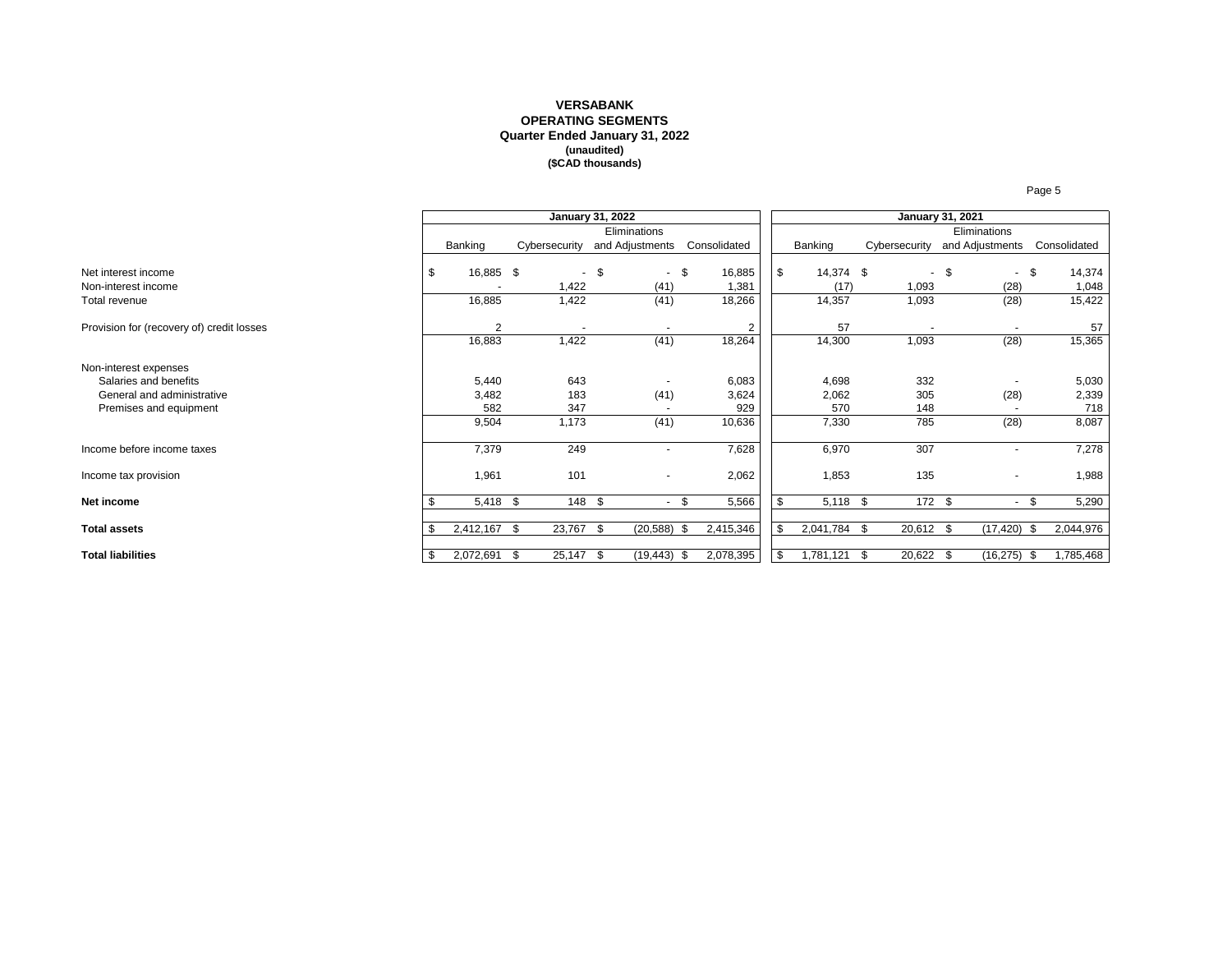**VERSABANK**
**OPERATING SEGMENTS**
**Quarter Ended January 31, 2022**
**(unaudited)**
**($CAD thousands)**

| | January 31, 2022 | | | | January 31, 2021 | | | |
|---|---|---|---|---|---|---|---|---|
| | Banking | Cybersecurity | Eliminations and Adjustments | Consolidated | Banking | Cybersecurity | Eliminations and Adjustments | Consolidated |
| Net interest income | $ 16,885 | $ - | $ - | $ 16,885 | $ 14,374 | $ - | $ - | $ 14,374 |
| Non-interest income | - | 1,422 | (41) | 1,381 | (17) | 1,093 | (28) | 1,048 |
| Total revenue | 16,885 | 1,422 | (41) | 18,266 | 14,357 | 1,093 | (28) | 15,422 |
| Provision for (recovery of) credit losses | 2 | - | - | 2 | 57 | - | - | 57 |
| | 16,883 | 1,422 | (41) | 18,264 | 14,300 | 1,093 | (28) | 15,365 |
| Non-interest expenses | | | | | | | | |
| Salaries and benefits | 5,440 | 643 | - | 6,083 | 4,698 | 332 | - | 5,030 |
| General and administrative | 3,482 | 183 | (41) | 3,624 | 2,062 | 305 | (28) | 2,339 |
| Premises and equipment | 582 | 347 | - | 929 | 570 | 148 | - | 718 |
| | 9,504 | 1,173 | (41) | 10,636 | 7,330 | 785 | (28) | 8,087 |
| Income before income taxes | 7,379 | 249 | - | 7,628 | 6,970 | 307 | - | 7,278 |
| Income tax provision | 1,961 | 101 | - | 2,062 | 1,853 | 135 | - | 1,988 |
| **Net income** | $ 5,418 | $ 148 | $ - | $ 5,566 | $ 5,118 | $ 172 | $ - | $ 5,290 |
| **Total assets** | $ 2,412,167 | $ 23,767 | $ (20,588) | $ 2,415,346 | $ 2,041,784 | $ 20,612 | $ (17,420) | $ 2,044,976 |
| **Total liabilities** | $ 2,072,691 | $ 25,147 | $ (19,443) | $ 2,078,395 | $ 1,781,121 | $ 20,622 | $ (16,275) | $ 1,785,468 |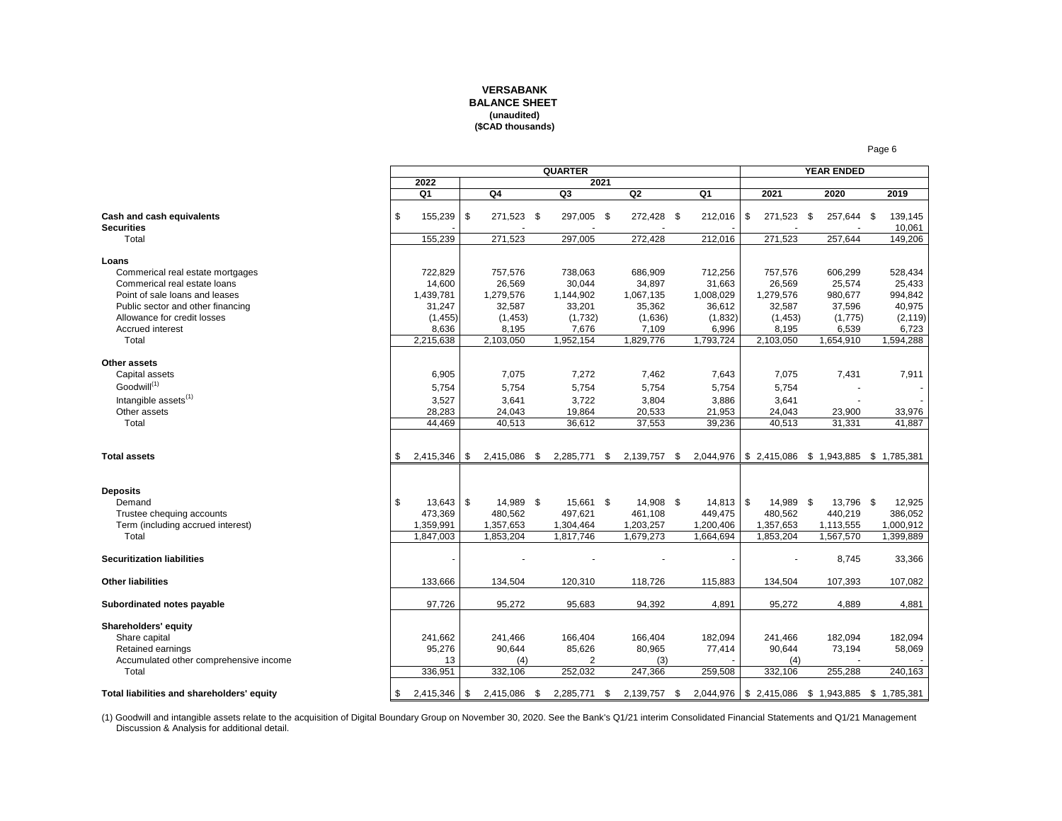**VERSABANK**
**BALANCE SHEET**
**(unaudited)**
**($CAD thousands)**

| | QUARTER | | | | | YEAR ENDED | | |
|---|---|---|---|---|---|---|---|---|
| | 2022 | 2021 | | | | | | |
| | Q1 | Q4 | Q3 | Q2 | Q1 | 2021 | 2020 | 2019 |
| **Cash and cash equivalents** | $ 155,239 | $ 271,523 | $ 297,005 | $ 272,428 | $ 212,016 | $ 271,523 | $ 257,644 | $ 139,145 |
| **Securities** | - | - | - | - | - | - | - | 10,061 |
| Total | 155,239 | 271,523 | 297,005 | 272,428 | 212,016 | 271,523 | 257,644 | 149,206 |
| **Loans** | | | | | | | | |
| Commerical real estate mortgages | 722,829 | 757,576 | 738,063 | 686,909 | 712,256 | 757,576 | 606,299 | 528,434 |
| Commerical real estate loans | 14,600 | 26,569 | 30,044 | 34,897 | 31,663 | 26,569 | 25,574 | 25,433 |
| Point of sale loans and leases | 1,439,781 | 1,279,576 | 1,144,902 | 1,067,135 | 1,008,029 | 1,279,576 | 980,677 | 994,842 |
| Public sector and other financing | 31,247 | 32,587 | 33,201 | 35,362 | 36,612 | 32,587 | 37,596 | 40,975 |
| Allowance for credit losses | (1,455) | (1,453) | (1,732) | (1,636) | (1,832) | (1,453) | (1,775) | (2,119) |
| Accrued interest | 8,636 | 8,195 | 7,676 | 7,109 | 6,996 | 8,195 | 6,539 | 6,723 |
| Total | 2,215,638 | 2,103,050 | 1,952,154 | 1,829,776 | 1,793,724 | 2,103,050 | 1,654,910 | 1,594,288 |
| **Other assets** | | | | | | | | |
| Capital assets | 6,905 | 7,075 | 7,272 | 7,462 | 7,643 | 7,075 | 7,431 | 7,911 |
| Goodwill[(1)] | 5,754 | 5,754 | 5,754 | 5,754 | 5,754 | 5,754 | - | - |
| Intangible assets[(1)] | 3,527 | 3,641 | 3,722 | 3,804 | 3,886 | 3,641 | - | - |
| Other assets | 28,283 | 24,043 | 19,864 | 20,533 | 21,953 | 24,043 | 23,900 | 33,976 |
| Total | 44,469 | 40,513 | 36,612 | 37,553 | 39,236 | 40,513 | 31,331 | 41,887 |
| **Total assets** | $ 2,415,346 | $ 2,415,086 | $ 2,285,771 | $ 2,139,757 | $ 2,044,976 | $ 2,415,086 | $ 1,943,885 | $ 1,785,381 |
| **Deposits** | | | | | | | | |
| Demand | $ 13,643 | $ 14,989 | $ 15,661 | $ 14,908 | $ 14,813 | $ 14,989 | $ 13,796 | $ 12,925 |
| Trustee chequing accounts | 473,369 | 480,562 | 497,621 | 461,108 | 449,475 | 480,562 | 440,219 | 386,052 |
| Term (including accrued interest) | 1,359,991 | 1,357,653 | 1,304,464 | 1,203,257 | 1,200,406 | 1,357,653 | 1,113,555 | 1,000,912 |
| Total | 1,847,003 | 1,853,204 | 1,817,746 | 1,679,273 | 1,664,694 | 1,853,204 | 1,567,570 | 1,399,889 |
| **Securitization liabilities** | - | - | - | - | - | - | 8,745 | 33,366 |
| **Other liabilities** | 133,666 | 134,504 | 120,310 | 118,726 | 115,883 | 134,504 | 107,393 | 107,082 |
| **Subordinated notes payable** | 97,726 | 95,272 | 95,683 | 94,392 | 4,891 | 95,272 | 4,889 | 4,881 |
| **Shareholders' equity** | | | | | | | | |
| Share capital | 241,662 | 241,466 | 166,404 | 166,404 | 182,094 | 241,466 | 182,094 | 182,094 |
| Retained earnings | 95,276 | 90,644 | 85,626 | 80,965 | 77,414 | 90,644 | 73,194 | 58,069 |
| Accumulated other comprehensive income | 13 | (4) | 2 | (3) | - | (4) | - | - |
| Total | 336,951 | 332,106 | 252,032 | 247,366 | 259,508 | 332,106 | 255,288 | 240,163 |
| **Total liabilities and shareholders' equity** | $ 2,415,346 | $ 2,415,086 | $ 2,285,771 | $ 2,139,757 | $ 2,044,976 | $ 2,415,086 | $ 1,943,885 | $ 1,785,381 |

(1) Goodwill and intangible assets relate to the acquisition of Digital Boundary Group on November 30, 2020. See the Bank's Q1/21 interim Consolidated Financial Statements and Q1/21 Management Discussion & Analysis for additional detail.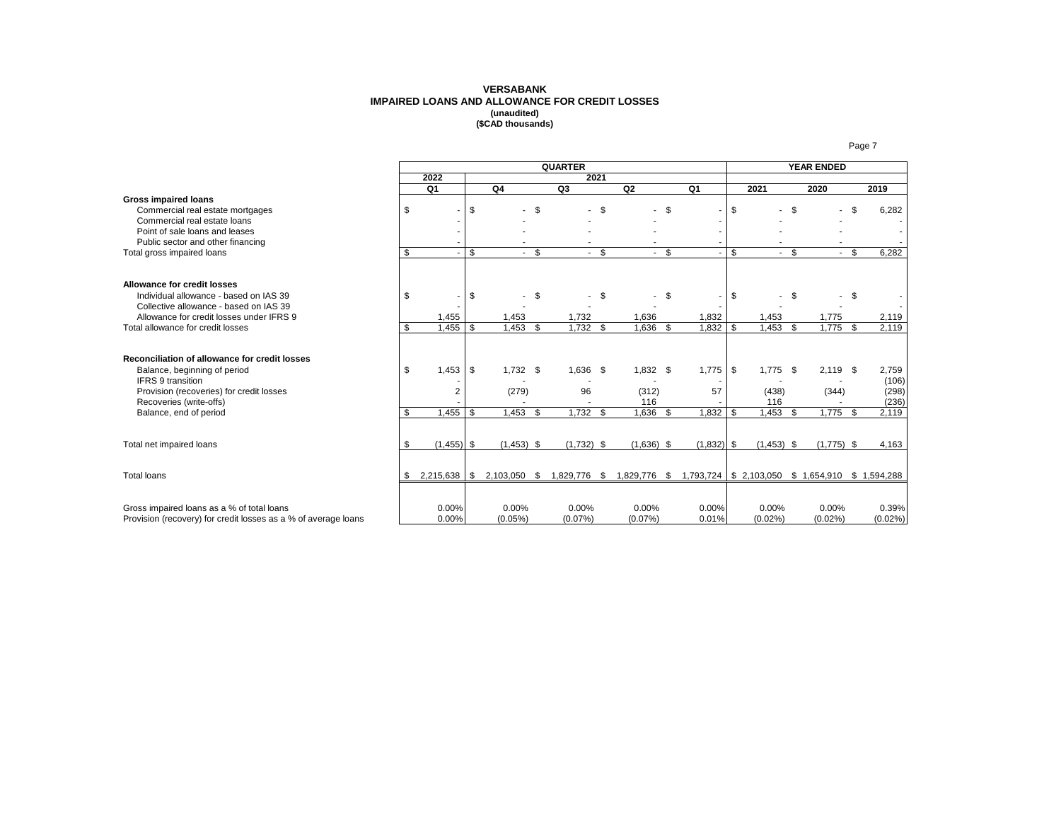**VERSABANK**
**IMPAIRED LOANS AND ALLOWANCE FOR CREDIT LOSSES**
**(unaudited)**
**($CAD thousands)**

| | QUARTER | | | | | YEAR ENDED | | |
|---|---|---|---|---|---|---|---|---|
| | 2022 | 2021 | | | | | | |
| | Q1 | Q4 | Q3 | Q2 | Q1 | 2021 | 2020 | 2019 |
| **Gross impaired loans** | | | | | | | | |
| Commercial real estate mortgages | $ - | $ - | $ - | $ - | $ - | $ - | $ - | $ 6,282 |
| Commercial real estate loans | - | - | - | - | - | - | - | - |
| Point of sale loans and leases | - | - | - | - | - | - | - | - |
| Public sector and other financing | - | - | - | - | - | - | - | - |
| Total gross impaired loans | $ - | $ - | $ - | $ - | $ - | $ - | $ - | $ 6,282 |
| **Allowance for credit losses** | | | | | | | | |
| Individual allowance - based on IAS 39 | $ - | $ - | $ - | $ - | $ - | $ - | $ - | $ - |
| Collective allowance - based on IAS 39 | - | - | - | - | - | - | - | - |
| Allowance for credit losses under IFRS 9 | 1,455 | 1,453 | 1,732 | 1,636 | 1,832 | 1,453 | 1,775 | 2,119 |
| Total allowance for credit losses | $ 1,455 | $ 1,453 | $ 1,732 | $ 1,636 | $ 1,832 | $ 1,453 | $ 1,775 | $ 2,119 |
| **Reconciliation of allowance for credit losses** | | | | | | | | |
| Balance, beginning of period | $ 1,453 | $ 1,732 | $ 1,636 | $ 1,832 | $ 1,775 | $ 1,775 | $ 2,119 | $ 2,759 |
| IFRS 9 transition | - | - | - | - | - | - | - | (106) |
| Provision (recoveries) for credit losses | 2 | (279) | 96 | (312) | 57 | (438) | (344) | (298) |
| Recoveries (write-offs) | - | - | - | 116 | - | 116 | - | (236) |
| Balance, end of period | $ 1,455 | $ 1,453 | $ 1,732 | $ 1,636 | $ 1,832 | $ 1,453 | $ 1,775 | $ 2,119 |
| Total net impaired loans | $ (1,455) | $ (1,453) | $ (1,732) | $ (1,636) | $ (1,832) | $ (1,453) | $ (1,775) | $ 4,163 |
| Total loans | $ 2,215,638 | $ 2,103,050 | $ 1,829,776 | $ 1,829,776 | $ 1,793,724 | $ 2,103,050 | $ 1,654,910 | $ 1,594,288 |
| Gross impaired loans as a % of total loans | 0.00% | 0.00% | 0.00% | 0.00% | 0.00% | 0.00% | 0.00% | 0.39% |
| Provision (recovery) for credit losses as a % of average loans | 0.00% | (0.05%) | (0.07%) | (0.07%) | 0.01% | (0.02%) | (0.02%) | (0.02%) |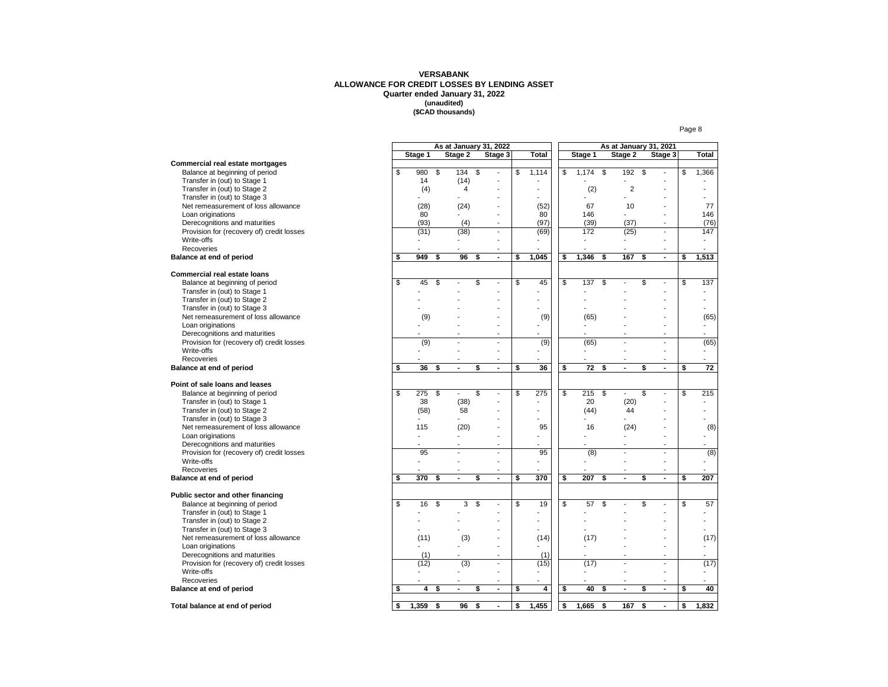**VERSABANK**
**ALLOWANCE FOR CREDIT LOSSES BY LENDING ASSET**
**Quarter ended January 31, 2022**
**(unaudited)**
**($CAD thousands)**

| | As at January 31, 2022 | | | | As at January 31, 2021 | | | |
|---|---|---|---|---|---|---|---|---|
| | Stage 1 | Stage 2 | Stage 3 | Total | Stage 1 | Stage 2 | Stage 3 | Total |
| **Commercial real estate mortgages** | | | | | | | | |
| Balance at beginning of period | $ 980 | $ 134 | $ - | $ 1,114 | $ 1,174 | $ 192 | $ - | $ 1,366 |
| Transfer in (out) to Stage 1 | 14 | (14) | - | - | - | - | - | - |
| Transfer in (out) to Stage 2 | (4) | 4 | - | - | (2) | 2 | - | - |
| Transfer in (out) to Stage 3 | - | - | - | - | - | - | - | - |
| Net remeasurement of loss allowance | (28) | (24) | - | (52) | 67 | 10 | - | 77 |
| Loan originations | 80 | - | - | 80 | 146 | - | - | 146 |
| Derecognitions and maturities | (93) | (4) | - | (97) | (39) | (37) | - | (76) |
| Provision for (recovery of) credit losses | (31) | (38) | - | (69) | 172 | (25) | - | 147 |
| Write-offs | - | - | - | - | - | - | - | - |
| Recoveries | - | - | - | - | - | - | - | - |
| **Balance at end of period** | **$ 949** | **$ 96** | **$ -** | **$ 1,045** | **$ 1,346** | **$ 167** | **$ -** | **$ 1,513** |
| **Commercial real estate loans** | | | | | | | | |
| Balance at beginning of period | $ 45 | $ - | $ - | $ 45 | $ 137 | $ - | $ - | $ 137 |
| Transfer in (out) to Stage 1 | - | - | - | - | - | - | - | - |
| Transfer in (out) to Stage 2 | - | - | - | - | - | - | - | - |
| Transfer in (out) to Stage 3 | - | - | - | - | - | - | - | - |
| Net remeasurement of loss allowance | (9) | - | - | (9) | (65) | - | - | (65) |
| Loan originations | - | - | - | - | - | - | - | - |
| Derecognitions and maturities | - | - | - | - | - | - | - | - |
| Provision for (recovery of) credit losses | (9) | - | - | (9) | (65) | - | - | (65) |
| Write-offs | - | - | - | - | - | - | - | - |
| Recoveries | - | - | - | - | - | - | - | - |
| **Balance at end of period** | **$ 36** | **$ -** | **$ -** | **$ 36** | **$ 72** | **$ -** | **$ -** | **$ 72** |
| **Point of sale loans and leases** | | | | | | | | |
| Balance at beginning of period | $ 275 | $ - | $ - | $ 275 | $ 215 | $ - | $ - | $ 215 |
| Transfer in (out) to Stage 1 | 38 | (38) | - | - | 20 | (20) | - | - |
| Transfer in (out) to Stage 2 | (58) | 58 | - | - | (44) | 44 | - | - |
| Transfer in (out) to Stage 3 | - | - | - | - | - | - | - | - |
| Net remeasurement of loss allowance | 115 | (20) | - | 95 | 16 | (24) | - | (8) |
| Loan originations | - | - | - | - | - | - | - | - |
| Derecognitions and maturities | - | - | - | - | - | - | - | - |
| Provision for (recovery of) credit losses | 95 | - | - | 95 | (8) | - | - | (8) |
| Write-offs | - | - | - | - | - | - | - | - |
| Recoveries | - | - | - | - | - | - | - | - |
| **Balance at end of period** | **$ 370** | **$ -** | **$ -** | **$ 370** | **$ 207** | **$ -** | **$ -** | **$ 207** |
| **Public sector and other financing** | | | | | | | | |
| Balance at beginning of period | $ 16 | $ 3 | $ - | $ 19 | $ 57 | $ - | $ - | $ 57 |
| Transfer in (out) to Stage 1 | - | - | - | - | - | - | - | - |
| Transfer in (out) to Stage 2 | - | - | - | - | - | - | - | - |
| Transfer in (out) to Stage 3 | - | - | - | - | - | - | - | - |
| Net remeasurement of loss allowance | (11) | (3) | - | (14) | (17) | - | - | (17) |
| Loan originations | - | - | - | - | - | - | - | - |
| Derecognitions and maturities | (1) | - | - | (1) | - | - | - | - |
| Provision for (recovery of) credit losses | (12) | (3) | - | (15) | (17) | - | - | (17) |
| Write-offs | - | - | - | - | - | - | - | - |
| Recoveries | - | - | - | - | - | - | - | - |
| **Balance at end of period** | **$ 4** | **$ -** | **$ -** | **$ 4** | **$ 40** | **$ -** | **$ -** | **$ 40** |
| **Total balance at end of period** | **$ 1,359** | **$ 96** | **$ -** | **$ 1,455** | **$ 1,665** | **$ 167** | **$ -** | **$ 1,832** |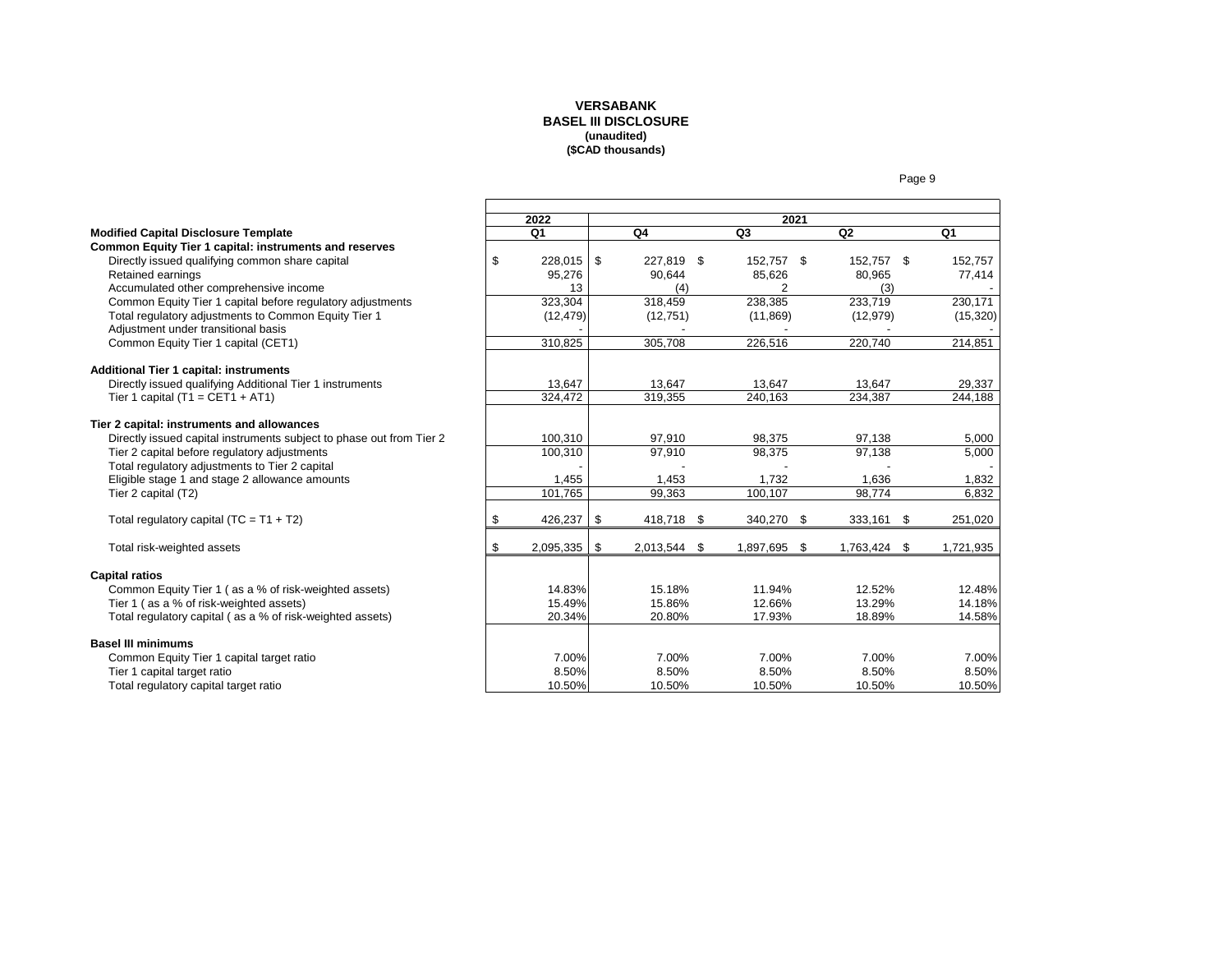# VERSABANK
## BASEL III DISCLOSURE
**(unaudited)**
**($CAD thousands)**

| | 2022 | 2021 | | | |
|---|---|---|---|---|---|
| **Modified Capital Disclosure Template** | **Q1** | **Q4** | **Q3** | **Q2** | **Q1** |
| **Common Equity Tier 1 capital: instruments and reserves** | | | | | |
| Directly issued qualifying common share capital | $ 228,015 | $ 227,819 | $ 152,757 | $ 152,757 | $ 152,757 |
| Retained earnings | 95,276 | 90,644 | 85,626 | 80,965 | 77,414 |
| Accumulated other comprehensive income | 13 | (4) | 2 | (3) | - |
| Common Equity Tier 1 capital before regulatory adjustments | 323,304 | 318,459 | 238,385 | 233,719 | 230,171 |
| Total regulatory adjustments to Common Equity Tier 1 | (12,479) | (12,751) | (11,869) | (12,979) | (15,320) |
| Adjustment under transitional basis | - | - | - | - | - |
| Common Equity Tier 1 capital (CET1) | 310,825 | 305,708 | 226,516 | 220,740 | 214,851 |
| **Additional Tier 1 capital: instruments** | | | | | |
| Directly issued qualifying Additional Tier 1 instruments | 13,647 | 13,647 | 13,647 | 13,647 | 29,337 |
| Tier 1 capital (T1 = CET1 + AT1) | 324,472 | 319,355 | 240,163 | 234,387 | 244,188 |
| **Tier 2 capital: instruments and allowances** | | | | | |
| Directly issued capital instruments subject to phase out from Tier 2 | 100,310 | 97,910 | 98,375 | 97,138 | 5,000 |
| Tier 2 capital before regulatory adjustments | 100,310 | 97,910 | 98,375 | 97,138 | 5,000 |
| Total regulatory adjustments to Tier 2 capital | - | - | - | - | - |
| Eligible stage 1 and stage 2 allowance amounts | 1,455 | 1,453 | 1,732 | 1,636 | 1,832 |
| Tier 2 capital (T2) | 101,765 | 99,363 | 100,107 | 98,774 | 6,832 |
| Total regulatory capital (TC = T1 + T2) | $ 426,237 | $ 418,718 | $ 340,270 | $ 333,161 | $ 251,020 |
| Total risk-weighted assets | $ 2,095,335 | $ 2,013,544 | $ 1,897,695 | $ 1,763,424 | $ 1,721,935 |
| **Capital ratios** | | | | | |
| Common Equity Tier 1 ( as a % of risk-weighted assets) | 14.83% | 15.18% | 11.94% | 12.52% | 12.48% |
| Tier 1 ( as a % of risk-weighted assets) | 15.49% | 15.86% | 12.66% | 13.29% | 14.18% |
| Total regulatory capital ( as a % of risk-weighted assets) | 20.34% | 20.80% | 17.93% | 18.89% | 14.58% |
| **Basel III minimums** | | | | | |
| Common Equity Tier 1 capital target ratio | 7.00% | 7.00% | 7.00% | 7.00% | 7.00% |
| Tier 1 capital target ratio | 8.50% | 8.50% | 8.50% | 8.50% | 8.50% |
| Total regulatory capital target ratio | 10.50% | 10.50% | 10.50% | 10.50% | 10.50% |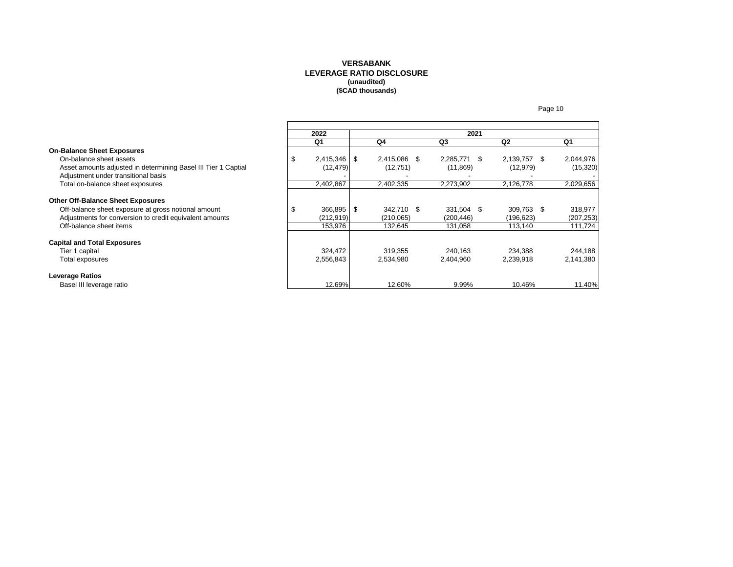# VERSABANK
## LEVERAGE RATIO DISCLOSURE
**(unaudited)**
**($CAD thousands)**

| | 2022 | 2021 | | | |
|---|---|---|---|---|---|
| | Q1 | Q4 | Q3 | Q2 | Q1 |
| **On-Balance Sheet Exposures** | | | | | |
| On-balance sheet assets | $ 2,415,346 | $ 2,415,086 | $ 2,285,771 | $ 2,139,757 | $ 2,044,976 |
| Asset amounts adjusted in determining Basel III Tier 1 Captial | (12,479) | (12,751) | (11,869) | (12,979) | (15,320) |
| Adjustment under transitional basis | - | - | - | - | - |
| Total on-balance sheet exposures | 2,402,867 | 2,402,335 | 2,273,902 | 2,126,778 | 2,029,656 |
| **Other Off-Balance Sheet Exposures** | | | | | |
| Off-balance sheet exposure at gross notional amount | $ 366,895 | $ 342,710 | $ 331,504 | $ 309,763 | $ 318,977 |
| Adjustments for conversion to credit equivalent amounts | (212,919) | (210,065) | (200,446) | (196,623) | (207,253) |
| Off-balance sheet items | 153,976 | 132,645 | 131,058 | 113,140 | 111,724 |
| **Capital and Total Exposures** | | | | | |
| Tier 1 capital | 324,472 | 319,355 | 240,163 | 234,388 | 244,188 |
| Total exposures | 2,556,843 | 2,534,980 | 2,404,960 | 2,239,918 | 2,141,380 |
| **Leverage Ratios** | | | | | |
| Basel III leverage ratio | 12.69% | 12.60% | 9.99% | 10.46% | 11.40% |